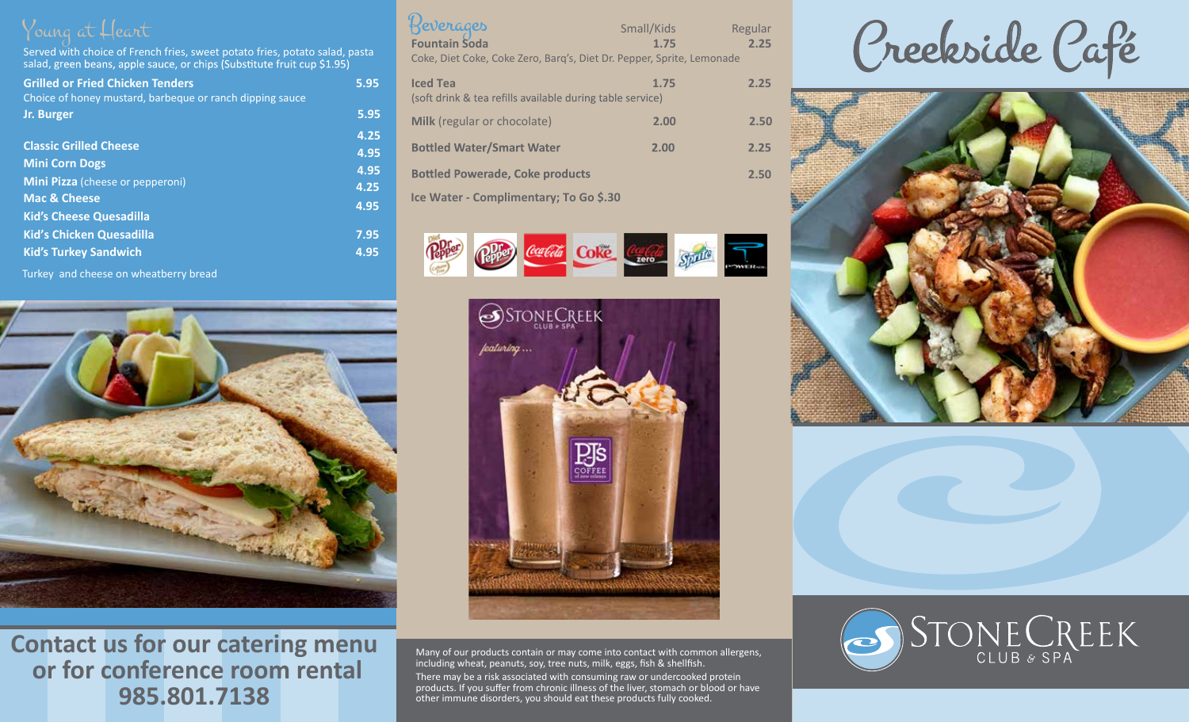# Creekside Café

## Young at Heart

Served with choice of French fries, sweet potato fries, potato salad, pasta salad, green beans, apple sauce, or chips (Substitute fruit cup $1.95)

| Item | Price |
| --- | --- |
| **Grilled or Fried Chicken Tenders**<br>Choice of honey mustard, barbeque or ranch dipping sauce | 5.95 |
| **Jr. Burger** | 5.95 |
| **Classic Grilled Cheese** | 4.25 |
| **Mini Corn Dogs** | 4.95 |
| **Mini Pizza** (cheese or pepperoni) | 4.95 |
| **Mac & Cheese** | 4.25 |
| **Kid's Cheese Quesadilla** | 4.95 |
| **Kid's Chicken Quesadilla** | 7.95 |
| **Kid's Turkey Sandwich**<br>Turkey and cheese on wheatberry bread | 4.95 |

**Contact us for our catering menu or for conference room rental 985.801.7138**

## Beverages

| Item | Small/Kids | Regular |
| --- | --- | --- |
| **Fountain Soda**<br>Coke, Diet Coke, Coke Zero, Barq's, Diet Dr. Pepper, Sprite, Lemonade | 1.75 | 2.25 |
| **Iced Tea**<br>(soft drink & tea refills available during table service) | 1.75 | 2.25 |
| **Milk** (regular or chocolate) | 2.00 | 2.50 |
| **Bottled Water/Smart Water** | 2.00 | 2.25 |
| **Bottled Powerade, Coke products** | | 2.50 |

**Ice Water - Complimentary; To Go $.30**

StoneCreek Club & Spa *featuring...* PJ's Coffee of New Orleans

Many of our products contain or may come into contact with common allergens, including wheat, peanuts, soy, tree nuts, milk, eggs, fish & shellfish.

There may be a risk associated with consuming raw or undercooked protein products. If you suffer from chronic illness of the liver, stomach or blood or have other immune disorders, you should eat these products fully cooked.

StoneCreek Club & Spa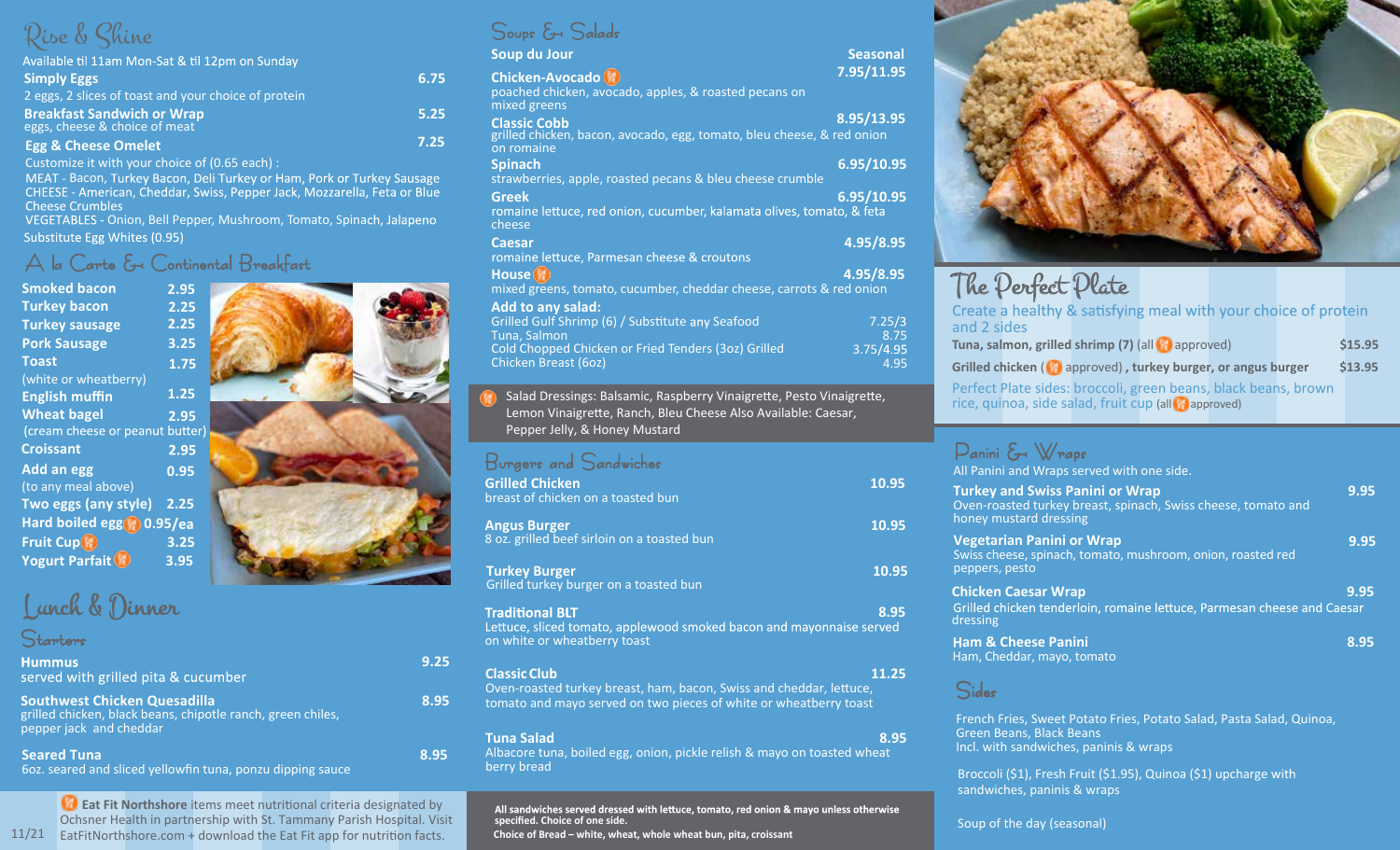# Rise & Shine

Available til 11am Mon-Sat & til 12pm on Sunday

| | |
|---|---|
| **Simply Eggs**<br>2 eggs, 2 slices of toast and your choice of protein | 6.75 |
| **Breakfast Sandwich or Wrap**<br>eggs, cheese & choice of meat | 5.25 |
| **Egg & Cheese Omelet** | 7.25 |

Customize it with your choice of (0.65 each) :

MEAT - Bacon, Turkey Bacon, Deli Turkey or Ham, Pork or Turkey Sausage

CHEESE - American, Cheddar, Swiss, Pepper Jack, Mozzarella, Feta or Blue Cheese Crumbles

VEGETABLES - Onion, Bell Pepper, Mushroom, Tomato, Spinach, Jalapeno

Substitute Egg Whites (0.95)

## A la Carte & Continental Breakfast

| | |
|---|---|
| **Smoked bacon** | 2.95 |
| **Turkey bacon** | 2.25 |
| **Turkey sausage** | 2.25 |
| **Pork Sausage** | 3.25 |
| **Toast** (white or wheatberry) | 1.75 |
| **English muffin** | 1.25 |
| **Wheat bagel** (cream cheese or peanut butter) | 2.95 |
| **Croissant** | 2.95 |
| **Add an egg** (to any meal above) | 0.95 |
| **Two eggs (any style)** | 2.25 |
| **Hard boiled egg** (Eat Fit) | 0.95/ea |
| **Fruit Cup** (Eat Fit) | 3.25 |
| **Yogurt Parfait** (Eat Fit) | 3.95 |

# Lunch & Dinner

## Starters

| | |
|---|---|
| **Hummus**<br>served with grilled pita & cucumber | 9.25 |
| **Southwest Chicken Quesadilla**<br>grilled chicken, black beans, chipotle ranch, green chiles, pepper jack and cheddar | 8.95 |
| **Seared Tuna**<br>6oz. seared and sliced yellowfin tuna, ponzu dipping sauce | 8.95 |

(Eat Fit) **Eat Fit Northshore** items meet nutritional criteria designated by Ochsner Health in partnership with St. Tammany Parish Hospital. Visit EatFitNorthshore.com + download the Eat Fit app for nutrition facts.

11/21

## Soups & Salads

| | |
|---|---|
| **Soup du Jour** | Seasonal |
| **Chicken-Avocado** (Eat Fit)<br>poached chicken, avocado, apples, & roasted pecans on mixed greens | 7.95/11.95 |
| **Classic Cobb**<br>grilled chicken, bacon, avocado, egg, tomato, bleu cheese, & red onion on romaine | 8.95/13.95 |
| **Spinach**<br>strawberries, apple, roasted pecans & bleu cheese crumble | 6.95/10.95 |
| **Greek**<br>romaine lettuce, red onion, cucumber, kalamata olives, tomato, & feta cheese | 6.95/10.95 |
| **Caesar**<br>romaine lettuce, Parmesan cheese & croutons | 4.95/8.95 |
| **House** (Eat Fit)<br>mixed greens, tomato, cucumber, cheddar cheese, carrots & red onion | 4.95/8.95 |

**Add to any salad:**

| | |
|---|---|
| Grilled Gulf Shrimp (6) / Substitute any Seafood | 7.25/3 |
| Tuna, Salmon | 8.75 |
| Cold Chopped Chicken or Fried Tenders (3oz) Grilled | 3.75/4.95 |
| Chicken Breast (6oz) | 4.95 |

(Eat Fit) Salad Dressings: Balsamic, Raspberry Vinaigrette, Pesto Vinaigrette, Lemon Vinaigrette, Ranch, Bleu Cheese Also Available: Caesar, Pepper Jelly, & Honey Mustard

## Burgers and Sandwiches

| | |
|---|---|
| **Grilled Chicken**<br>breast of chicken on a toasted bun | 10.95 |
| **Angus Burger**<br>8 oz. grilled beef sirloin on a toasted bun | 10.95 |
| **Turkey Burger**<br>Grilled turkey burger on a toasted bun | 10.95 |
| **Traditional BLT**<br>Lettuce, sliced tomato, applewood smoked bacon and mayonnaise served on white or wheatberry toast | 8.95 |
| **Classic Club**<br>Oven-roasted turkey breast, ham, bacon, Swiss and cheddar, lettuce, tomato and mayo served on two pieces of white or wheatberry toast | 11.25 |
| **Tuna Salad**<br>Albacore tuna, boiled egg, onion, pickle relish & mayo on toasted wheat berry bread | 8.95 |

**All sandwiches served dressed with lettuce, tomato, red onion & mayo unless otherwise specified. Choice of one side.**

**Choice of Bread – white, wheat, whole wheat bun, pita, croissant**

## The Perfect Plate

Create a healthy & satisfying meal with your choice of protein and 2 sides

| | |
|---|---|
| **Tuna, salmon, grilled shrimp (7)** (all (Eat Fit) approved) | $15.95 |
| **Grilled chicken** ((Eat Fit) approved) **, turkey burger, or angus burger** | $13.95 |

Perfect Plate sides: broccoli, green beans, black beans, brown rice, quinoa, side salad, fruit cup (all (Eat Fit) approved)

## Panini & Wraps

All Panini and Wraps served with one side.

| | |
|---|---|
| **Turkey and Swiss Panini or Wrap**<br>Oven-roasted turkey breast, spinach, Swiss cheese, tomato and honey mustard dressing | 9.95 |
| **Vegetarian Panini or Wrap**<br>Swiss cheese, spinach, tomato, mushroom, onion, roasted red peppers, pesto | 9.95 |
| **Chicken Caesar Wrap**<br>Grilled chicken tenderloin, romaine lettuce, Parmesan cheese and Caesar dressing | 9.95 |
| **Ham & Cheese Panini**<br>Ham, Cheddar, mayo, tomato | 8.95 |

## Sides

French Fries, Sweet Potato Fries, Potato Salad, Pasta Salad, Quinoa, Green Beans, Black Beans
Incl. with sandwiches, paninis & wraps

Broccoli ($1), Fresh Fruit ($1.95), Quinoa ($1) upcharge with sandwiches, paninis & wraps

Soup of the day (seasonal)